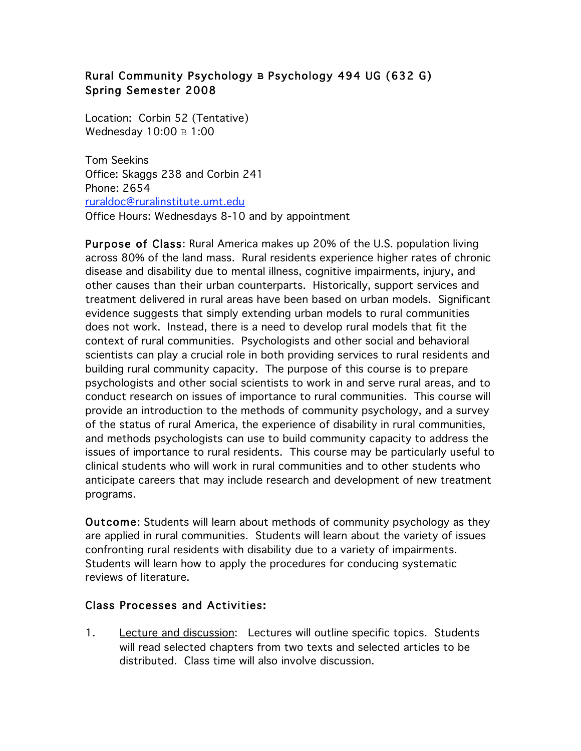## Rural Community Psychology B Psychology 494 UG (632 G)
## Spring Semester 2008

Location: Corbin 52 (Tentative)
Wednesday 10:00 B 1:00

Tom Seekins
Office: Skaggs 238 and Corbin 241
Phone: 2654
ruraldoc@ruralinstitute.umt.edu
Office Hours: Wednesdays 8-10 and by appointment

**Purpose of Class**: Rural America makes up 20% of the U.S. population living across 80% of the land mass. Rural residents experience higher rates of chronic disease and disability due to mental illness, cognitive impairments, injury, and other causes than their urban counterparts. Historically, support services and treatment delivered in rural areas have been based on urban models. Significant evidence suggests that simply extending urban models to rural communities does not work. Instead, there is a need to develop rural models that fit the context of rural communities. Psychologists and other social and behavioral scientists can play a crucial role in both providing services to rural residents and building rural community capacity. The purpose of this course is to prepare psychologists and other social scientists to work in and serve rural areas, and to conduct research on issues of importance to rural communities. This course will provide an introduction to the methods of community psychology, and a survey of the status of rural America, the experience of disability in rural communities, and methods psychologists can use to build community capacity to address the issues of importance to rural residents. This course may be particularly useful to clinical students who will work in rural communities and to other students who anticipate careers that may include research and development of new treatment programs.

**Outcome**: Students will learn about methods of community psychology as they are applied in rural communities. Students will learn about the variety of issues confronting rural residents with disability due to a variety of impairments. Students will learn how to apply the procedures for conducing systematic reviews of literature.

### Class Processes and Activities:

1. Lecture and discussion: Lectures will outline specific topics. Students will read selected chapters from two texts and selected articles to be distributed. Class time will also involve discussion.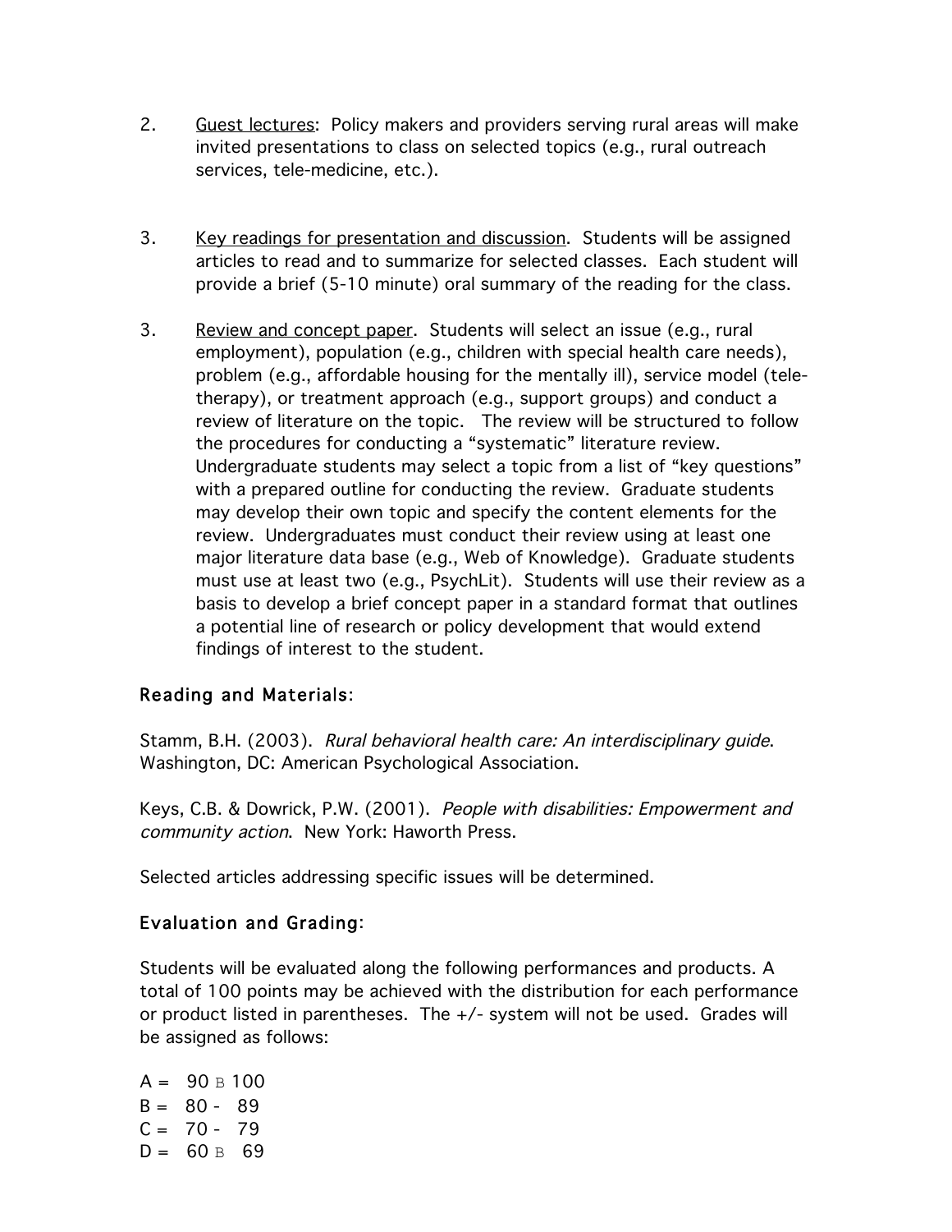2. Guest lectures: Policy makers and providers serving rural areas will make invited presentations to class on selected topics (e.g., rural outreach services, tele-medicine, etc.).

3. Key readings for presentation and discussion. Students will be assigned articles to read and to summarize for selected classes. Each student will provide a brief (5-10 minute) oral summary of the reading for the class.

3. Review and concept paper. Students will select an issue (e.g., rural employment), population (e.g., children with special health care needs), problem (e.g., affordable housing for the mentally ill), service model (tele-therapy), or treatment approach (e.g., support groups) and conduct a review of literature on the topic. The review will be structured to follow the procedures for conducting a "systematic" literature review. Undergraduate students may select a topic from a list of "key questions" with a prepared outline for conducting the review. Graduate students may develop their own topic and specify the content elements for the review. Undergraduates must conduct their review using at least one major literature data base (e.g., Web of Knowledge). Graduate students must use at least two (e.g., PsychLit). Students will use their review as a basis to develop a brief concept paper in a standard format that outlines a potential line of research or policy development that would extend findings of interest to the student.

## Reading and Materials:

Stamm, B.H. (2003). *Rural behavioral health care: An interdisciplinary guide*. Washington, DC: American Psychological Association.

Keys, C.B. & Dowrick, P.W. (2001). *People with disabilities: Empowerment and community action*. New York: Haworth Press.

Selected articles addressing specific issues will be determined.

## Evaluation and Grading:

Students will be evaluated along the following performances and products. A total of 100 points may be achieved with the distribution for each performance or product listed in parentheses. The +/- system will not be used. Grades will be assigned as follows:

A = 90 B 100
B = 80 - 89
C = 70 - 79
D = 60 B 69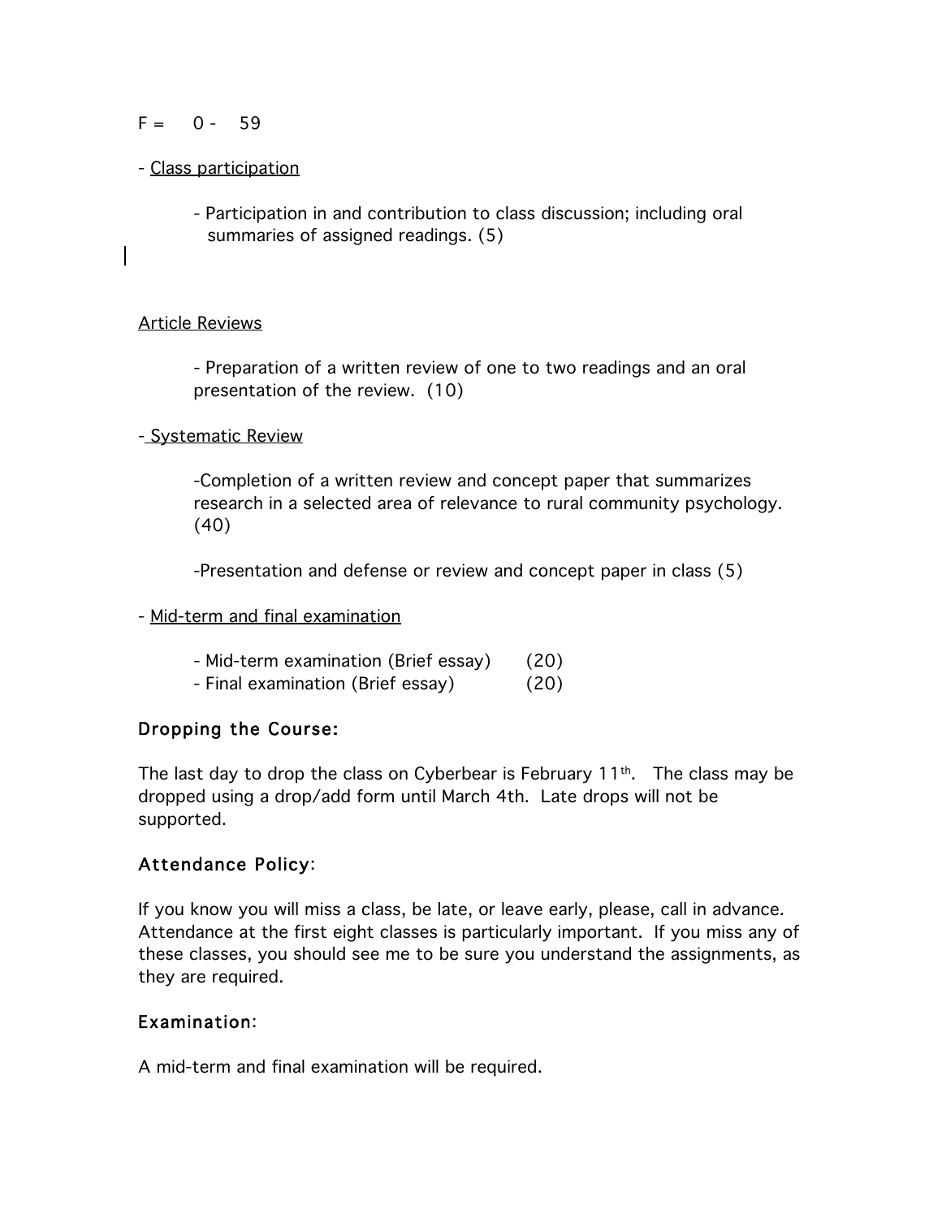F = 0 - 59

- Class participation

  - Participation in and contribution to class discussion; including oral summaries of assigned readings. (5)

Article Reviews

  - Preparation of a written review of one to two readings and an oral presentation of the review. (10)

- Systematic Review

  -Completion of a written review and concept paper that summarizes research in a selected area of relevance to rural community psychology. (40)

  -Presentation and defense or review and concept paper in class (5)

- Mid-term and final examination

  - Mid-term examination (Brief essay) (20)
  - Final examination (Brief essay) (20)

### Dropping the Course:

The last day to drop the class on Cyberbear is February 11th. The class may be dropped using a drop/add form until March 4th. Late drops will not be supported.

### Attendance Policy:

If you know you will miss a class, be late, or leave early, please, call in advance. Attendance at the first eight classes is particularly important. If you miss any of these classes, you should see me to be sure you understand the assignments, as they are required.

### Examination:

A mid-term and final examination will be required.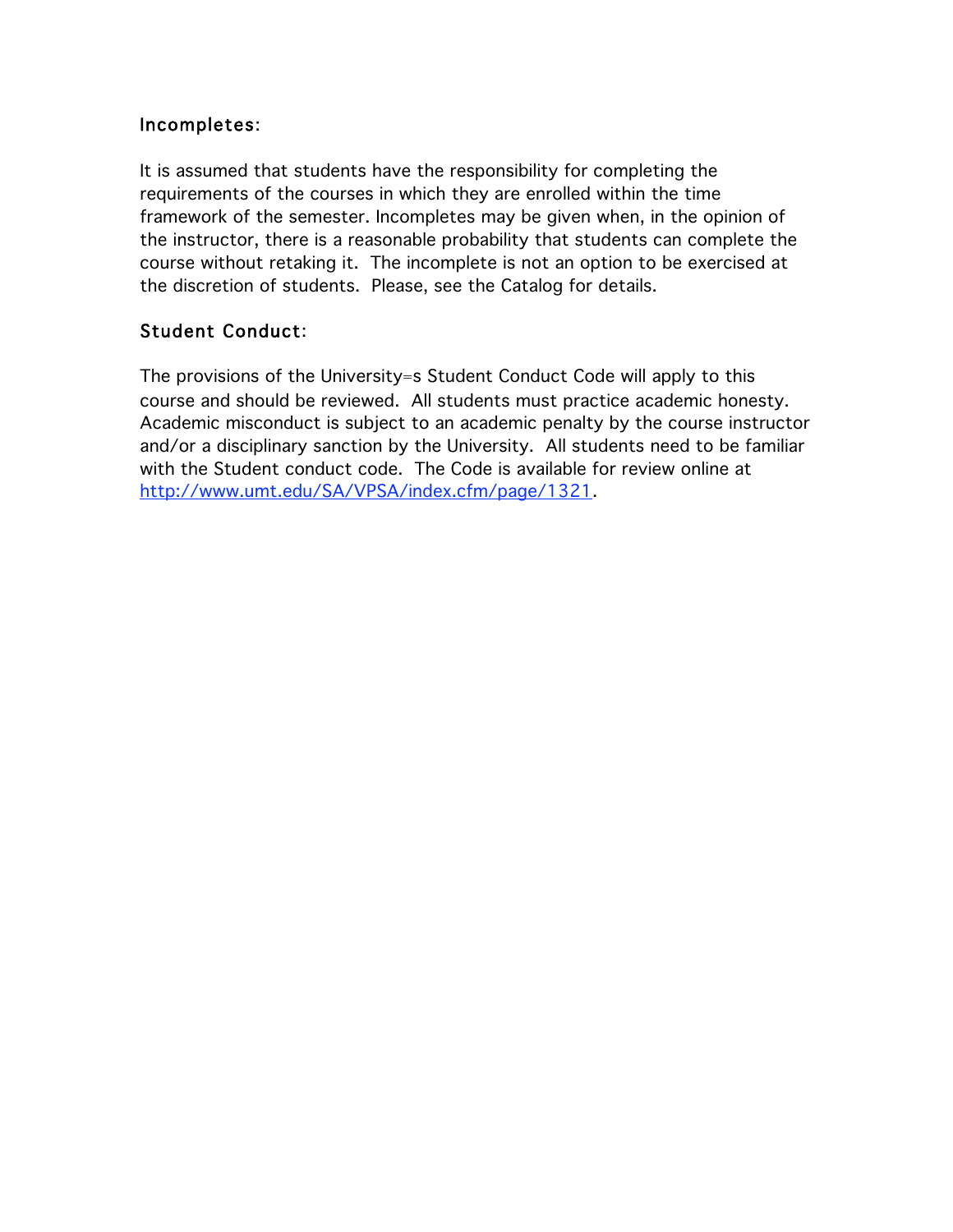## Incompletes:

It is assumed that students have the responsibility for completing the requirements of the courses in which they are enrolled within the time framework of the semester. Incompletes may be given when, in the opinion of the instructor, there is a reasonable probability that students can complete the course without retaking it. The incomplete is not an option to be exercised at the discretion of students. Please, see the Catalog for details.

## Student Conduct:

The provisions of the University=s Student Conduct Code will apply to this course and should be reviewed. All students must practice academic honesty. Academic misconduct is subject to an academic penalty by the course instructor and/or a disciplinary sanction by the University. All students need to be familiar with the Student conduct code. The Code is available for review online at http://www.umt.edu/SA/VPSA/index.cfm/page/1321.